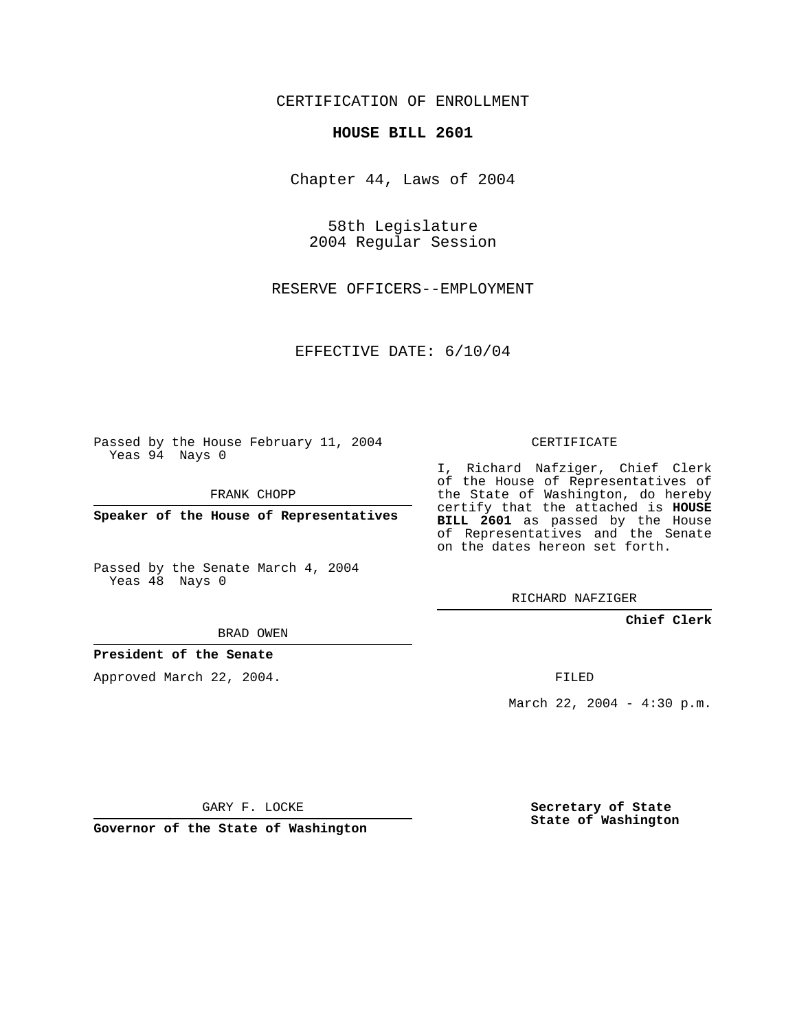CERTIFICATION OF ENROLLMENT

**HOUSE BILL 2601**

Chapter 44, Laws of 2004

58th Legislature
2004 Regular Session

RESERVE OFFICERS--EMPLOYMENT

EFFECTIVE DATE: 6/10/04

Passed by the House February 11, 2004
Yeas 94 Nays 0

FRANK CHOPP

**Speaker of the House of Representatives**

Passed by the Senate March 4, 2004
Yeas 48 Nays 0

BRAD OWEN

**President of the Senate**

Approved March 22, 2004.

GARY F. LOCKE

**Governor of the State of Washington**

CERTIFICATE

I, Richard Nafziger, Chief Clerk of the House of Representatives of the State of Washington, do hereby certify that the attached is **HOUSE BILL 2601** as passed by the House of Representatives and the Senate on the dates hereon set forth.

RICHARD NAFZIGER

**Chief Clerk**

FILED

March 22, 2004 - 4:30 p.m.

**Secretary of State**
**State of Washington**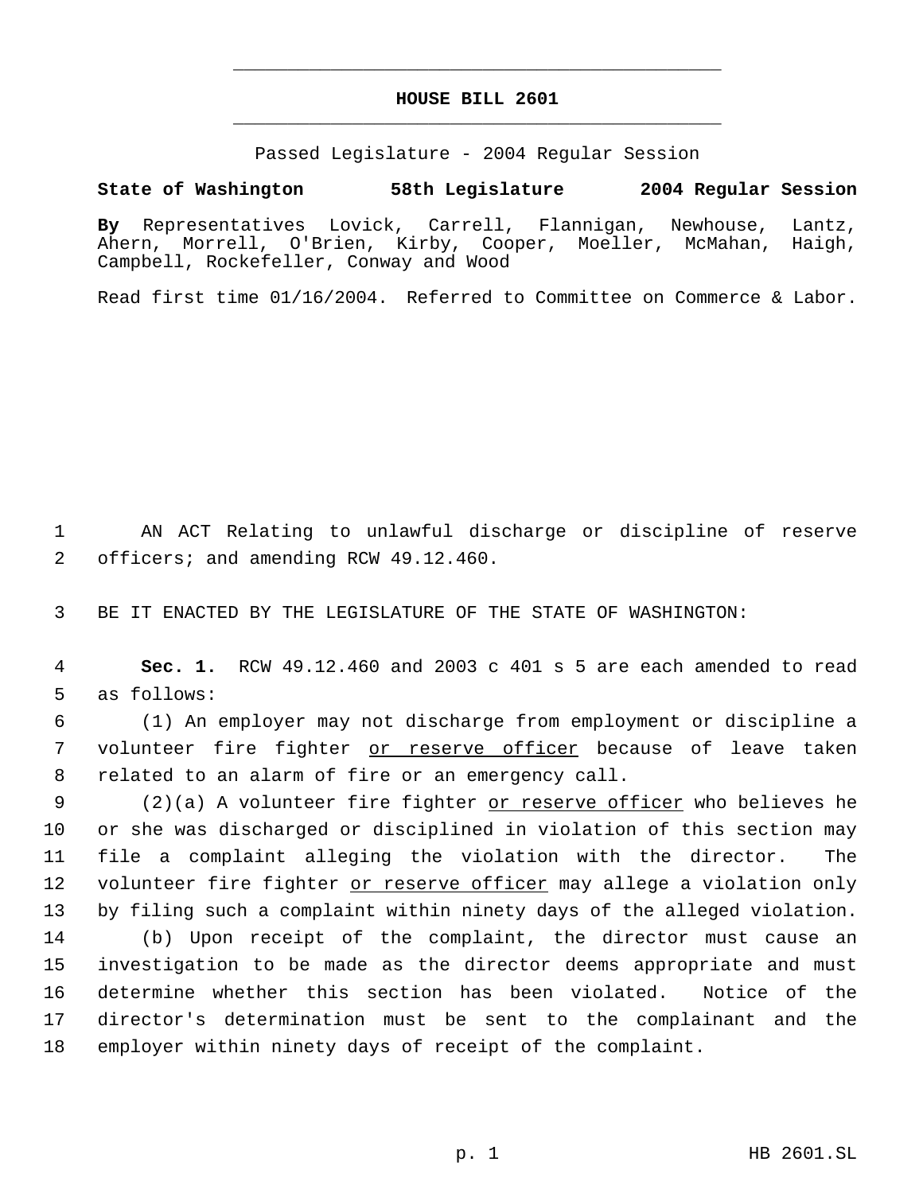# HOUSE BILL 2601

Passed Legislature - 2004 Regular Session

**State of Washington 58th Legislature 2004 Regular Session**

**By** Representatives Lovick, Carrell, Flannigan, Newhouse, Lantz, Ahern, Morrell, O'Brien, Kirby, Cooper, Moeller, McMahan, Haigh, Campbell, Rockefeller, Conway and Wood

Read first time 01/16/2004. Referred to Committee on Commerce & Labor.

AN ACT Relating to unlawful discharge or discipline of reserve officers; and amending RCW 49.12.460.

BE IT ENACTED BY THE LEGISLATURE OF THE STATE OF WASHINGTON:

**Sec. 1.** RCW 49.12.460 and 2003 c 401 s 5 are each amended to read as follows:

(1) An employer may not discharge from employment or discipline a volunteer fire fighter <u>or reserve officer</u> because of leave taken related to an alarm of fire or an emergency call.

(2)(a) A volunteer fire fighter <u>or reserve officer</u> who believes he or she was discharged or disciplined in violation of this section may file a complaint alleging the violation with the director. The volunteer fire fighter <u>or reserve officer</u> may allege a violation only by filing such a complaint within ninety days of the alleged violation.

(b) Upon receipt of the complaint, the director must cause an investigation to be made as the director deems appropriate and must determine whether this section has been violated. Notice of the director's determination must be sent to the complainant and the employer within ninety days of receipt of the complaint.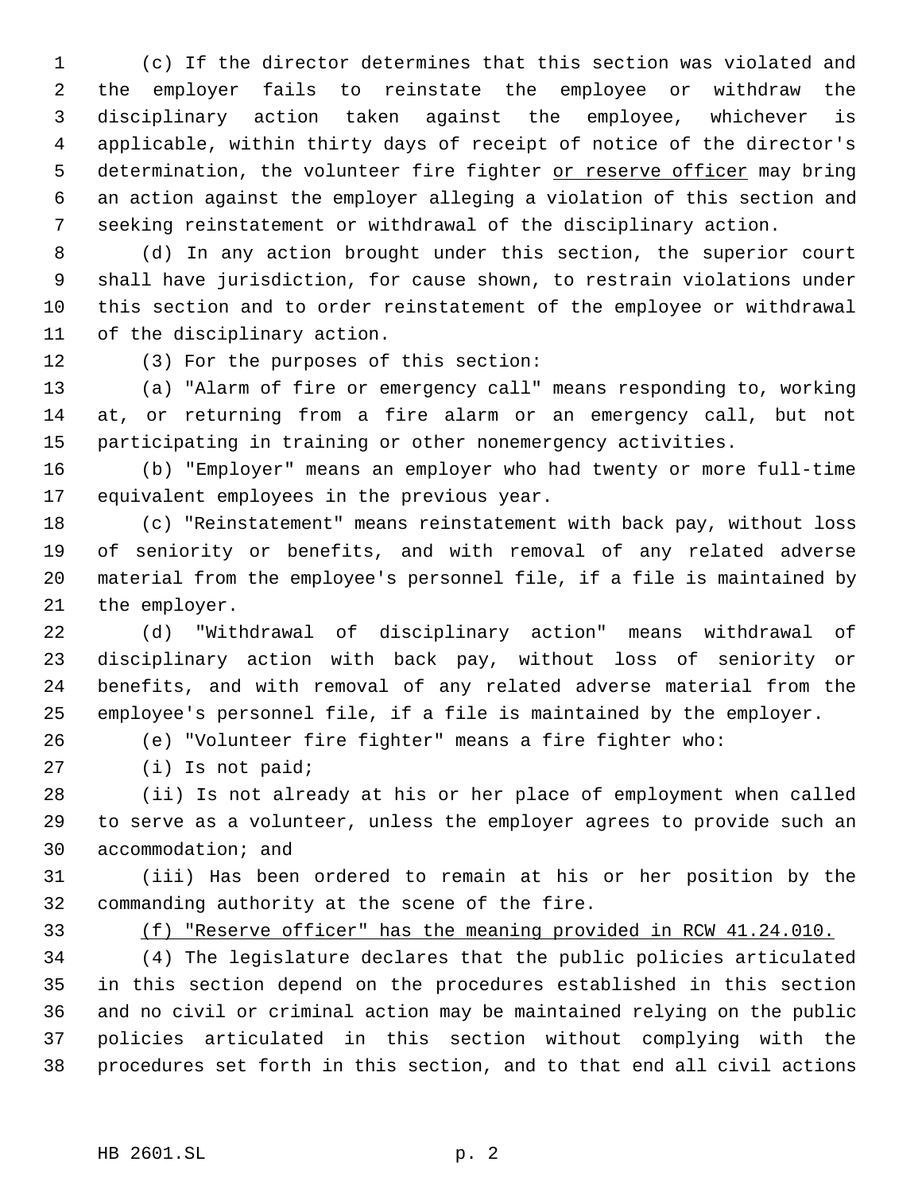(c) If the director determines that this section was violated and the employer fails to reinstate the employee or withdraw the disciplinary action taken against the employee, whichever is applicable, within thirty days of receipt of notice of the director's determination, the volunteer fire fighter <u>or reserve officer</u> may bring an action against the employer alleging a violation of this section and seeking reinstatement or withdrawal of the disciplinary action.

(d) In any action brought under this section, the superior court shall have jurisdiction, for cause shown, to restrain violations under this section and to order reinstatement of the employee or withdrawal of the disciplinary action.

(3) For the purposes of this section:

(a) "Alarm of fire or emergency call" means responding to, working at, or returning from a fire alarm or an emergency call, but not participating in training or other nonemergency activities.

(b) "Employer" means an employer who had twenty or more full-time equivalent employees in the previous year.

(c) "Reinstatement" means reinstatement with back pay, without loss of seniority or benefits, and with removal of any related adverse material from the employee's personnel file, if a file is maintained by the employer.

(d) "Withdrawal of disciplinary action" means withdrawal of disciplinary action with back pay, without loss of seniority or benefits, and with removal of any related adverse material from the employee's personnel file, if a file is maintained by the employer.

(e) "Volunteer fire fighter" means a fire fighter who:

(i) Is not paid;

(ii) Is not already at his or her place of employment when called to serve as a volunteer, unless the employer agrees to provide such an accommodation; and

(iii) Has been ordered to remain at his or her position by the commanding authority at the scene of the fire.

<u>(f) "Reserve officer" has the meaning provided in RCW 41.24.010.</u>

(4) The legislature declares that the public policies articulated in this section depend on the procedures established in this section and no civil or criminal action may be maintained relying on the public policies articulated in this section without complying with the procedures set forth in this section, and to that end all civil actions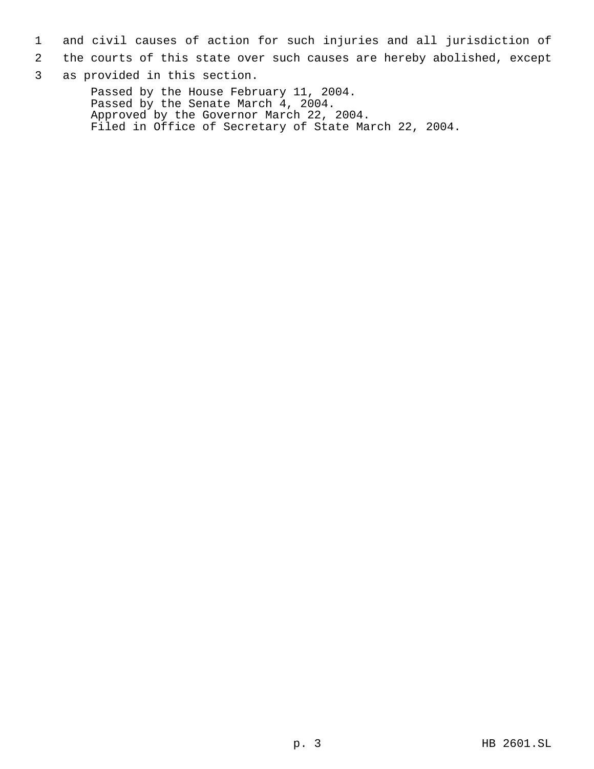and civil causes of action for such injuries and all jurisdiction of the courts of this state over such causes are hereby abolished, except as provided in this section.

Passed by the House February 11, 2004.
Passed by the Senate March 4, 2004.
Approved by the Governor March 22, 2004.
Filed in Office of Secretary of State March 22, 2004.